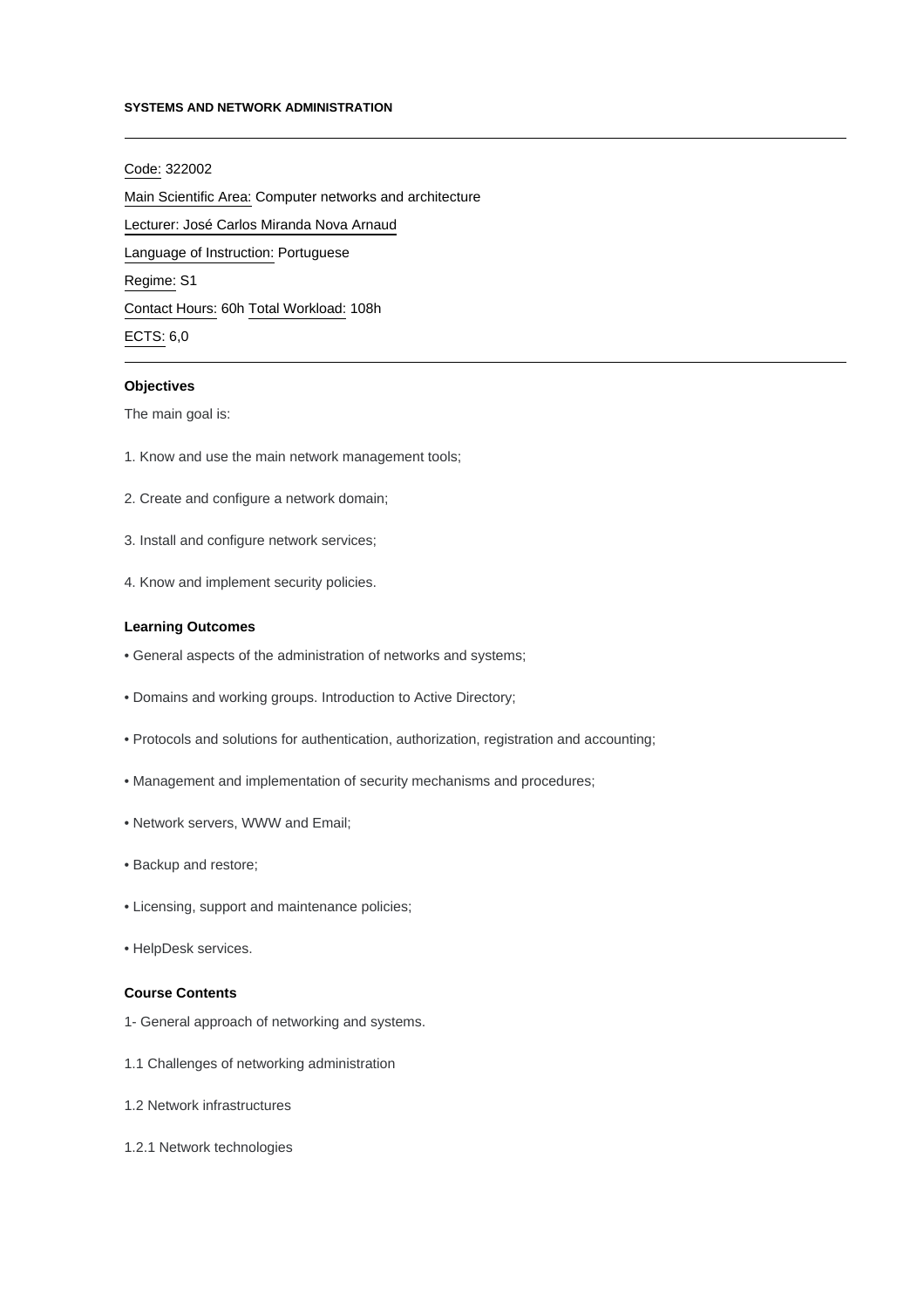# SYSTEMS AND NETWORK ADMINISTRATION

---

Code: 322002

Main Scientific Area: Computer networks and architecture

Lecturer: José Carlos Miranda Nova Arnaud

Language of Instruction: Portuguese

Regime: S1

Contact Hours: 60h Total Workload: 108h

ECTS: 6,0

---

## Objectives

The main goal is:

1. Know and use the main network management tools;

2. Create and configure a network domain;

3. Install and configure network services;

4. Know and implement security policies.

## Learning Outcomes

• General aspects of the administration of networks and systems;

• Domains and working groups. Introduction to Active Directory;

• Protocols and solutions for authentication, authorization, registration and accounting;

• Management and implementation of security mechanisms and procedures;

• Network servers, WWW and Email;

• Backup and restore;

• Licensing, support and maintenance policies;

• HelpDesk services.

## Course Contents

1- General approach of networking and systems.

1.1 Challenges of networking administration

1.2 Network infrastructures

1.2.1 Network technologies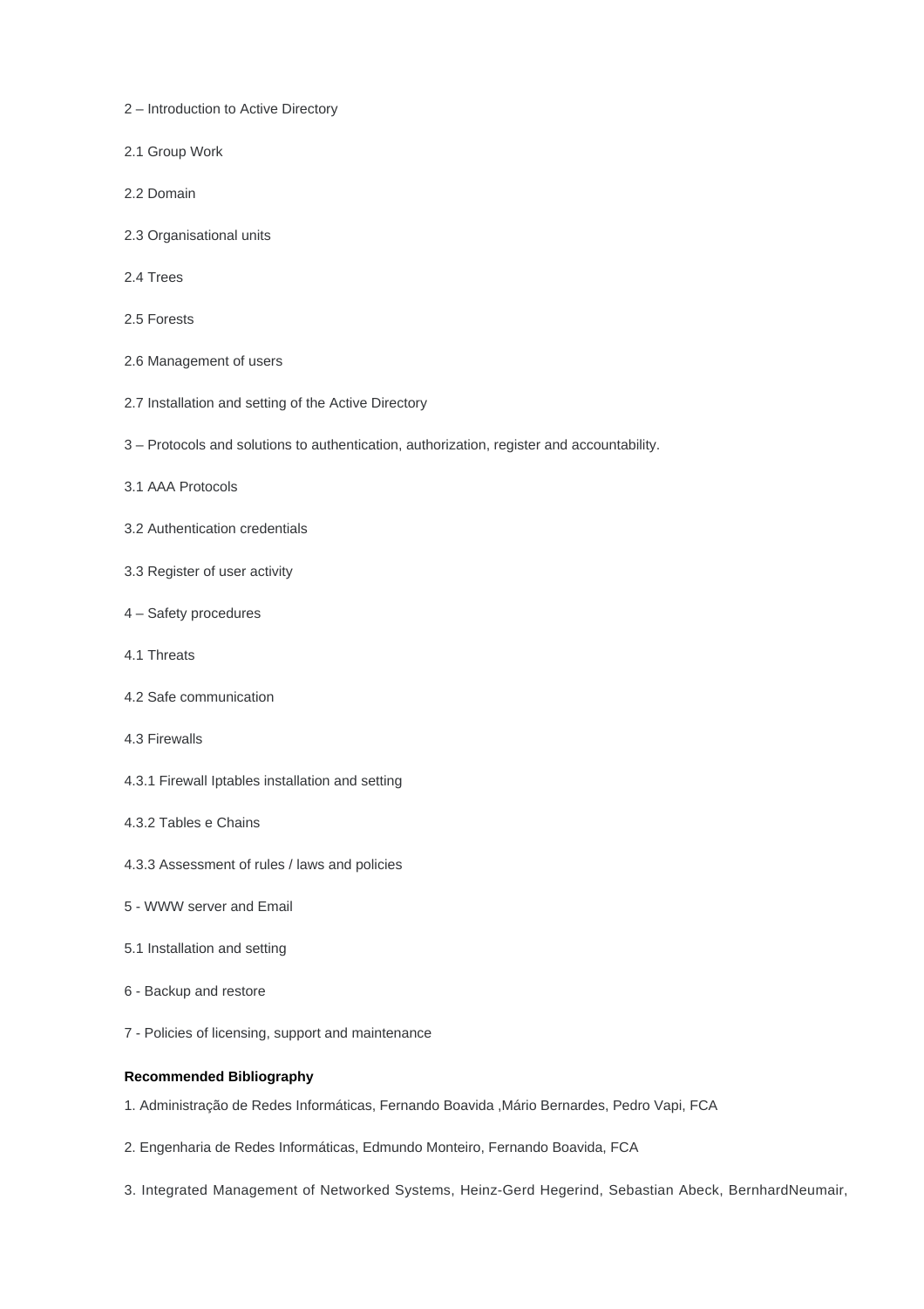2 – Introduction to Active Directory

2.1 Group Work

2.2 Domain

2.3 Organisational units

2.4 Trees

2.5 Forests

2.6 Management of users

2.7 Installation and setting of the Active Directory

3 – Protocols and solutions to authentication, authorization, register and accountability.

3.1 AAA Protocols

3.2 Authentication credentials

3.3 Register of user activity

4 – Safety procedures

4.1 Threats

4.2 Safe communication

4.3 Firewalls

4.3.1 Firewall Iptables installation and setting

4.3.2 Tables e Chains

4.3.3 Assessment of rules / laws and policies

5 - WWW server and Email

5.1 Installation and setting

6 - Backup and restore

7 - Policies of licensing, support and maintenance

**Recommended Bibliography**

1. Administração de Redes Informáticas, Fernando Boavida ,Mário Bernardes, Pedro Vapi, FCA

2. Engenharia de Redes Informáticas, Edmundo Monteiro, Fernando Boavida, FCA

3. Integrated Management of Networked Systems, Heinz-Gerd Hegerind, Sebastian Abeck, BernhardNeumair,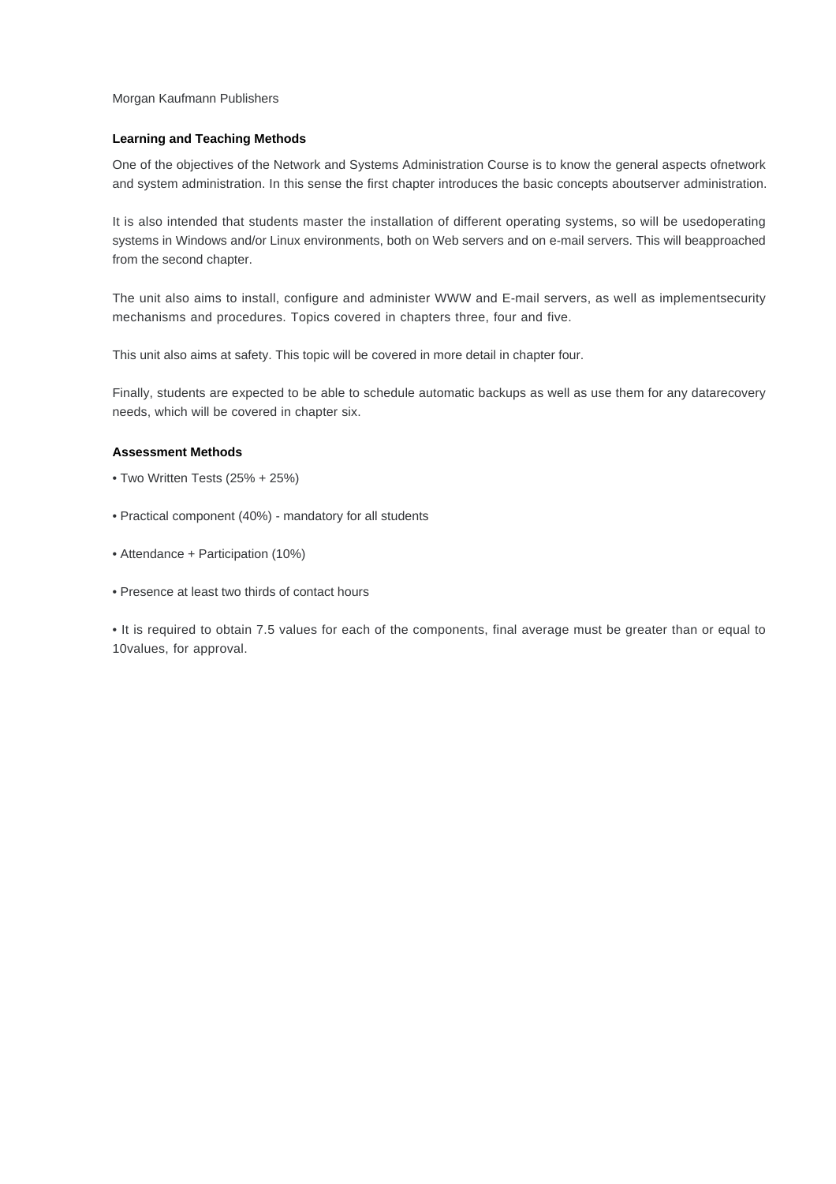Morgan Kaufmann Publishers

**Learning and Teaching Methods**

One of the objectives of the Network and Systems Administration Course is to know the general aspects ofnetwork and system administration. In this sense the first chapter introduces the basic concepts aboutserver administration.

It is also intended that students master the installation of different operating systems, so will be usedoperating systems in Windows and/or Linux environments, both on Web servers and on e-mail servers. This will beapproached from the second chapter.

The unit also aims to install, configure and administer WWW and E-mail servers, as well as implementsecurity mechanisms and procedures. Topics covered in chapters three, four and five.

This unit also aims at safety. This topic will be covered in more detail in chapter four.

Finally, students are expected to be able to schedule automatic backups as well as use them for any datarecovery needs, which will be covered in chapter six.

**Assessment Methods**

- Two Written Tests (25% + 25%)

- Practical component (40%) - mandatory for all students

- Attendance + Participation (10%)

- Presence at least two thirds of contact hours

- It is required to obtain 7.5 values for each of the components, final average must be greater than or equal to 10values, for approval.